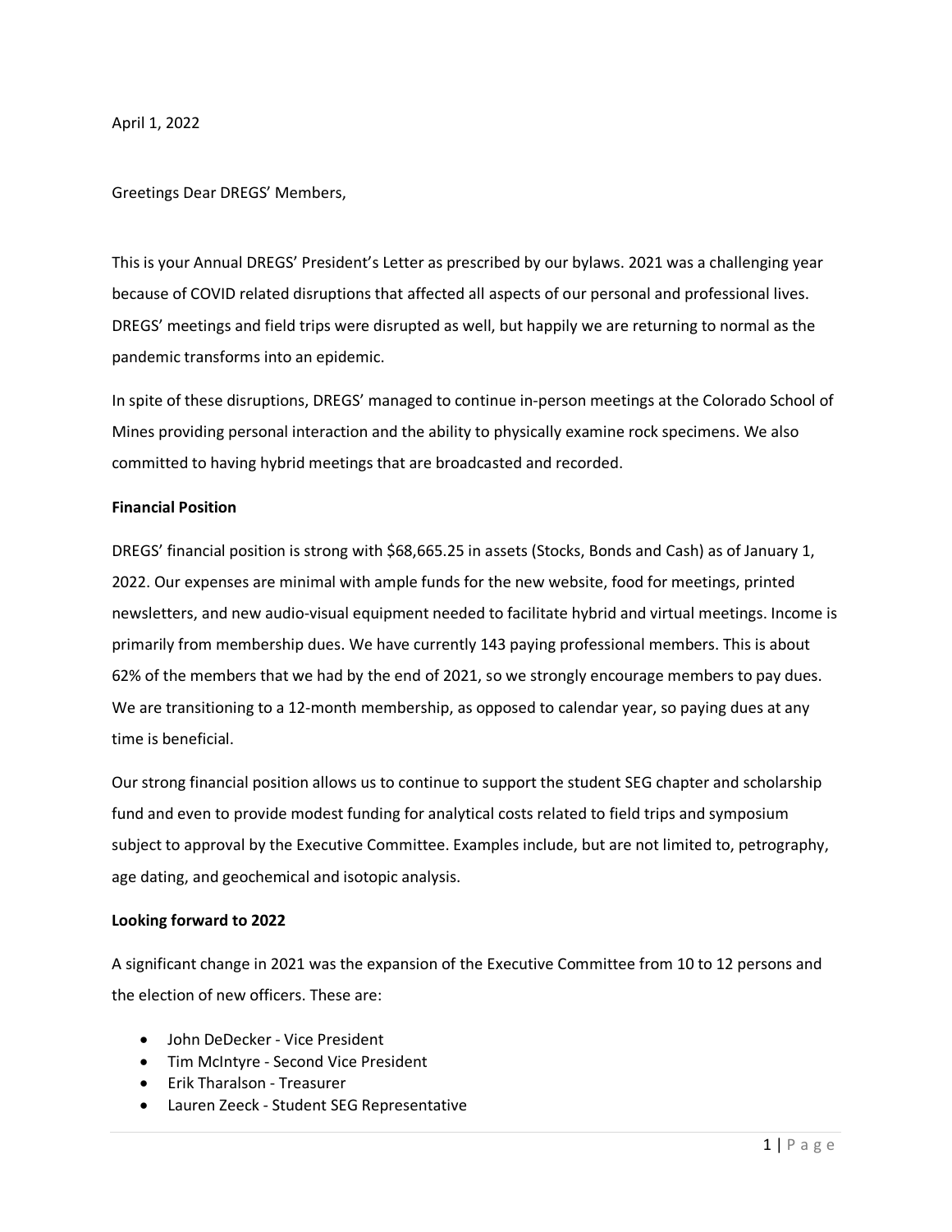April 1, 2022

Greetings Dear DREGS' Members,

This is your Annual DREGS' President's Letter as prescribed by our bylaws. 2021 was a challenging year because of COVID related disruptions that affected all aspects of our personal and professional lives. DREGS' meetings and field trips were disrupted as well, but happily we are returning to normal as the pandemic transforms into an epidemic.

In spite of these disruptions, DREGS' managed to continue in-person meetings at the Colorado School of Mines providing personal interaction and the ability to physically examine rock specimens. We also committed to having hybrid meetings that are broadcasted and recorded.

**Financial Position**

DREGS' financial position is strong with $68,665.25 in assets (Stocks, Bonds and Cash) as of January 1, 2022. Our expenses are minimal with ample funds for the new website, food for meetings, printed newsletters, and new audio-visual equipment needed to facilitate hybrid and virtual meetings. Income is primarily from membership dues. We have currently 143 paying professional members. This is about 62% of the members that we had by the end of 2021, so we strongly encourage members to pay dues. We are transitioning to a 12-month membership, as opposed to calendar year, so paying dues at any time is beneficial.

Our strong financial position allows us to continue to support the student SEG chapter and scholarship fund and even to provide modest funding for analytical costs related to field trips and symposium subject to approval by the Executive Committee. Examples include, but are not limited to, petrography, age dating, and geochemical and isotopic analysis.

**Looking forward to 2022**

A significant change in 2021 was the expansion of the Executive Committee from 10 to 12 persons and the election of new officers. These are:

- John DeDecker - Vice President
- Tim McIntyre - Second Vice President
- Erik Tharalson - Treasurer
- Lauren Zeeck - Student SEG Representative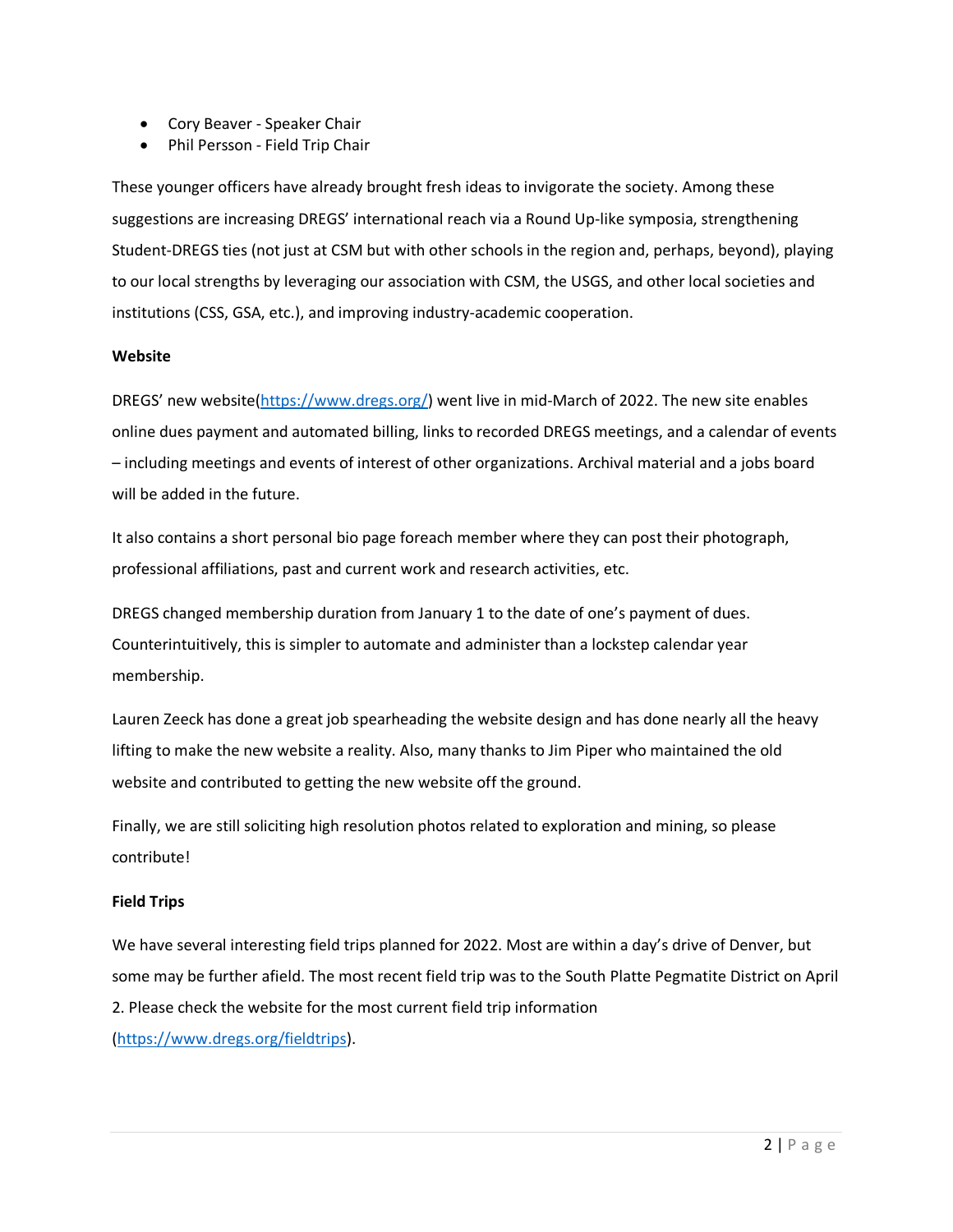- Cory Beaver - Speaker Chair
- Phil Persson - Field Trip Chair

These younger officers have already brought fresh ideas to invigorate the society. Among these suggestions are increasing DREGS' international reach via a Round Up-like symposia, strengthening Student-DREGS ties (not just at CSM but with other schools in the region and, perhaps, beyond), playing to our local strengths by leveraging our association with CSM, the USGS, and other local societies and institutions (CSS, GSA, etc.), and improving industry-academic cooperation.

**Website**

DREGS' new website(https://www.dregs.org/) went live in mid-March of 2022. The new site enables online dues payment and automated billing, links to recorded DREGS meetings, and a calendar of events – including meetings and events of interest of other organizations. Archival material and a jobs board will be added in the future.

It also contains a short personal bio page foreach member where they can post their photograph, professional affiliations, past and current work and research activities, etc.

DREGS changed membership duration from January 1 to the date of one's payment of dues. Counterintuitively, this is simpler to automate and administer than a lockstep calendar year membership.

Lauren Zeeck has done a great job spearheading the website design and has done nearly all the heavy lifting to make the new website a reality. Also, many thanks to Jim Piper who maintained the old website and contributed to getting the new website off the ground.

Finally, we are still soliciting high resolution photos related to exploration and mining, so please contribute!

**Field Trips**

We have several interesting field trips planned for 2022. Most are within a day's drive of Denver, but some may be further afield. The most recent field trip was to the South Platte Pegmatite District on April 2. Please check the website for the most current field trip information (https://www.dregs.org/fieldtrips).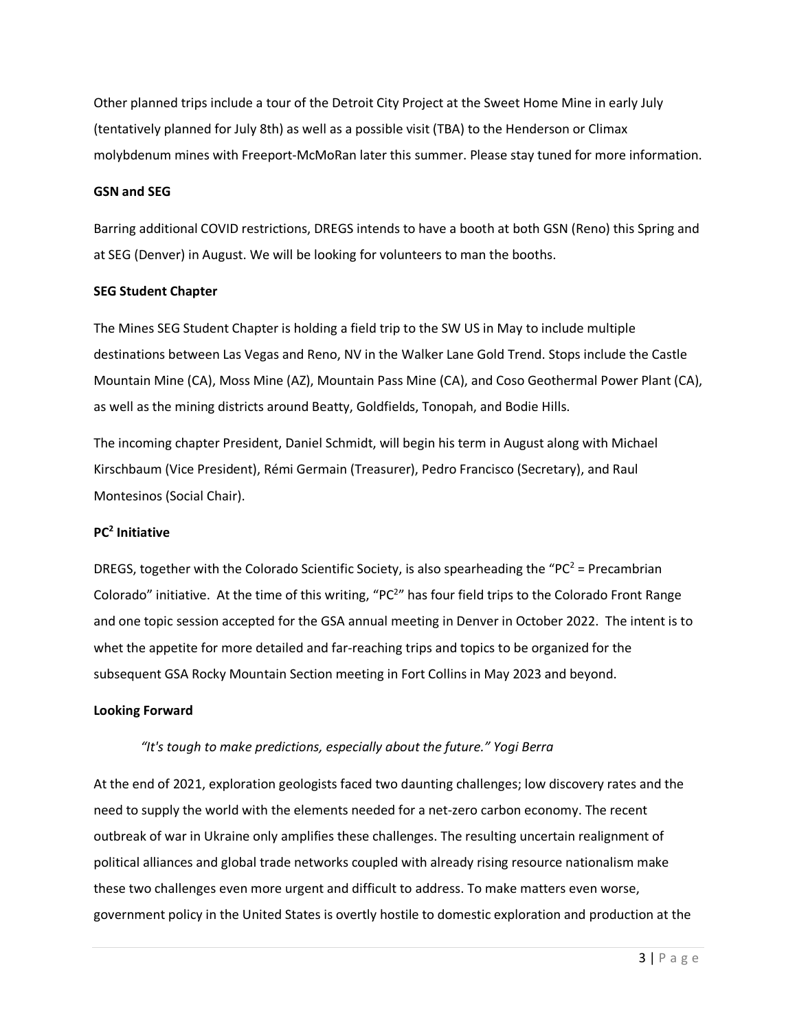Other planned trips include a tour of the Detroit City Project at the Sweet Home Mine in early July (tentatively planned for July 8th) as well as a possible visit (TBA) to the Henderson or Climax molybdenum mines with Freeport-McMoRan later this summer. Please stay tuned for more information.

**GSN and SEG**

Barring additional COVID restrictions, DREGS intends to have a booth at both GSN (Reno) this Spring and at SEG (Denver) in August. We will be looking for volunteers to man the booths.

**SEG Student Chapter**

The Mines SEG Student Chapter is holding a field trip to the SW US in May to include multiple destinations between Las Vegas and Reno, NV in the Walker Lane Gold Trend. Stops include the Castle Mountain Mine (CA), Moss Mine (AZ), Mountain Pass Mine (CA), and Coso Geothermal Power Plant (CA), as well as the mining districts around Beatty, Goldfields, Tonopah, and Bodie Hills.

The incoming chapter President, Daniel Schmidt, will begin his term in August along with Michael Kirschbaum (Vice President), Rémi Germain (Treasurer), Pedro Francisco (Secretary), and Raul Montesinos (Social Chair).

**PC$^2$ Initiative**

DREGS, together with the Colorado Scientific Society, is also spearheading the "PC$^2$ = Precambrian Colorado" initiative. At the time of this writing, "PC$^2$" has four field trips to the Colorado Front Range and one topic session accepted for the GSA annual meeting in Denver in October 2022. The intent is to whet the appetite for more detailed and far-reaching trips and topics to be organized for the subsequent GSA Rocky Mountain Section meeting in Fort Collins in May 2023 and beyond.

**Looking Forward**

*"It's tough to make predictions, especially about the future." Yogi Berra*

At the end of 2021, exploration geologists faced two daunting challenges; low discovery rates and the need to supply the world with the elements needed for a net-zero carbon economy. The recent outbreak of war in Ukraine only amplifies these challenges. The resulting uncertain realignment of political alliances and global trade networks coupled with already rising resource nationalism make these two challenges even more urgent and difficult to address. To make matters even worse, government policy in the United States is overtly hostile to domestic exploration and production at the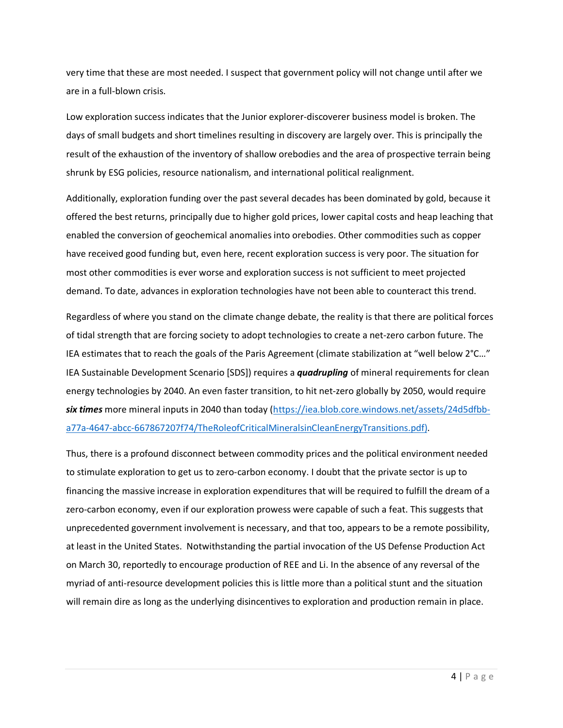very time that these are most needed. I suspect that government policy will not change until after we are in a full-blown crisis.

Low exploration success indicates that the Junior explorer-discoverer business model is broken. The days of small budgets and short timelines resulting in discovery are largely over. This is principally the result of the exhaustion of the inventory of shallow orebodies and the area of prospective terrain being shrunk by ESG policies, resource nationalism, and international political realignment.

Additionally, exploration funding over the past several decades has been dominated by gold, because it offered the best returns, principally due to higher gold prices, lower capital costs and heap leaching that enabled the conversion of geochemical anomalies into orebodies. Other commodities such as copper have received good funding but, even here, recent exploration success is very poor. The situation for most other commodities is ever worse and exploration success is not sufficient to meet projected demand. To date, advances in exploration technologies have not been able to counteract this trend.

Regardless of where you stand on the climate change debate, the reality is that there are political forces of tidal strength that are forcing society to adopt technologies to create a net-zero carbon future. The IEA estimates that to reach the goals of the Paris Agreement (climate stabilization at "well below 2°C…" IEA Sustainable Development Scenario [SDS]) requires a ***quadrupling*** of mineral requirements for clean energy technologies by 2040. An even faster transition, to hit net-zero globally by 2050, would require ***six times*** more mineral inputs in 2040 than today ([https://iea.blob.core.windows.net/assets/24d5dfbb-a77a-4647-abcc-667867207f74/TheRoleofCriticalMineralsinCleanEnergyTransitions.pdf)](https://iea.blob.core.windows.net/assets/24d5dfbb-a77a-4647-abcc-667867207f74/TheRoleofCriticalMineralsinCleanEnergyTransitions.pdf).

Thus, there is a profound disconnect between commodity prices and the political environment needed to stimulate exploration to get us to zero-carbon economy. I doubt that the private sector is up to financing the massive increase in exploration expenditures that will be required to fulfill the dream of a zero-carbon economy, even if our exploration prowess were capable of such a feat. This suggests that unprecedented government involvement is necessary, and that too, appears to be a remote possibility, at least in the United States. Notwithstanding the partial invocation of the US Defense Production Act on March 30, reportedly to encourage production of REE and Li. In the absence of any reversal of the myriad of anti-resource development policies this is little more than a political stunt and the situation will remain dire as long as the underlying disincentives to exploration and production remain in place.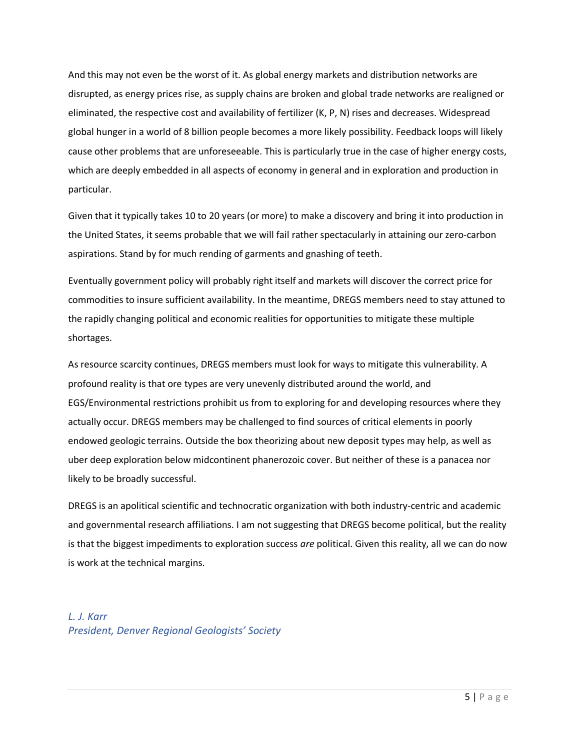And this may not even be the worst of it. As global energy markets and distribution networks are disrupted, as energy prices rise, as supply chains are broken and global trade networks are realigned or eliminated, the respective cost and availability of fertilizer (K, P, N) rises and decreases. Widespread global hunger in a world of 8 billion people becomes a more likely possibility. Feedback loops will likely cause other problems that are unforeseeable. This is particularly true in the case of higher energy costs, which are deeply embedded in all aspects of economy in general and in exploration and production in particular.

Given that it typically takes 10 to 20 years (or more) to make a discovery and bring it into production in the United States, it seems probable that we will fail rather spectacularly in attaining our zero-carbon aspirations. Stand by for much rending of garments and gnashing of teeth.

Eventually government policy will probably right itself and markets will discover the correct price for commodities to insure sufficient availability. In the meantime, DREGS members need to stay attuned to the rapidly changing political and economic realities for opportunities to mitigate these multiple shortages.

As resource scarcity continues, DREGS members must look for ways to mitigate this vulnerability. A profound reality is that ore types are very unevenly distributed around the world, and EGS/Environmental restrictions prohibit us from to exploring for and developing resources where they actually occur. DREGS members may be challenged to find sources of critical elements in poorly endowed geologic terrains. Outside the box theorizing about new deposit types may help, as well as uber deep exploration below midcontinent phanerozoic cover. But neither of these is a panacea nor likely to be broadly successful.

DREGS is an apolitical scientific and technocratic organization with both industry-centric and academic and governmental research affiliations. I am not suggesting that DREGS become political, but the reality is that the biggest impediments to exploration success *are* political. Given this reality, all we can do now is work at the technical margins.

*L. J. Karr*
*President, Denver Regional Geologists' Society*